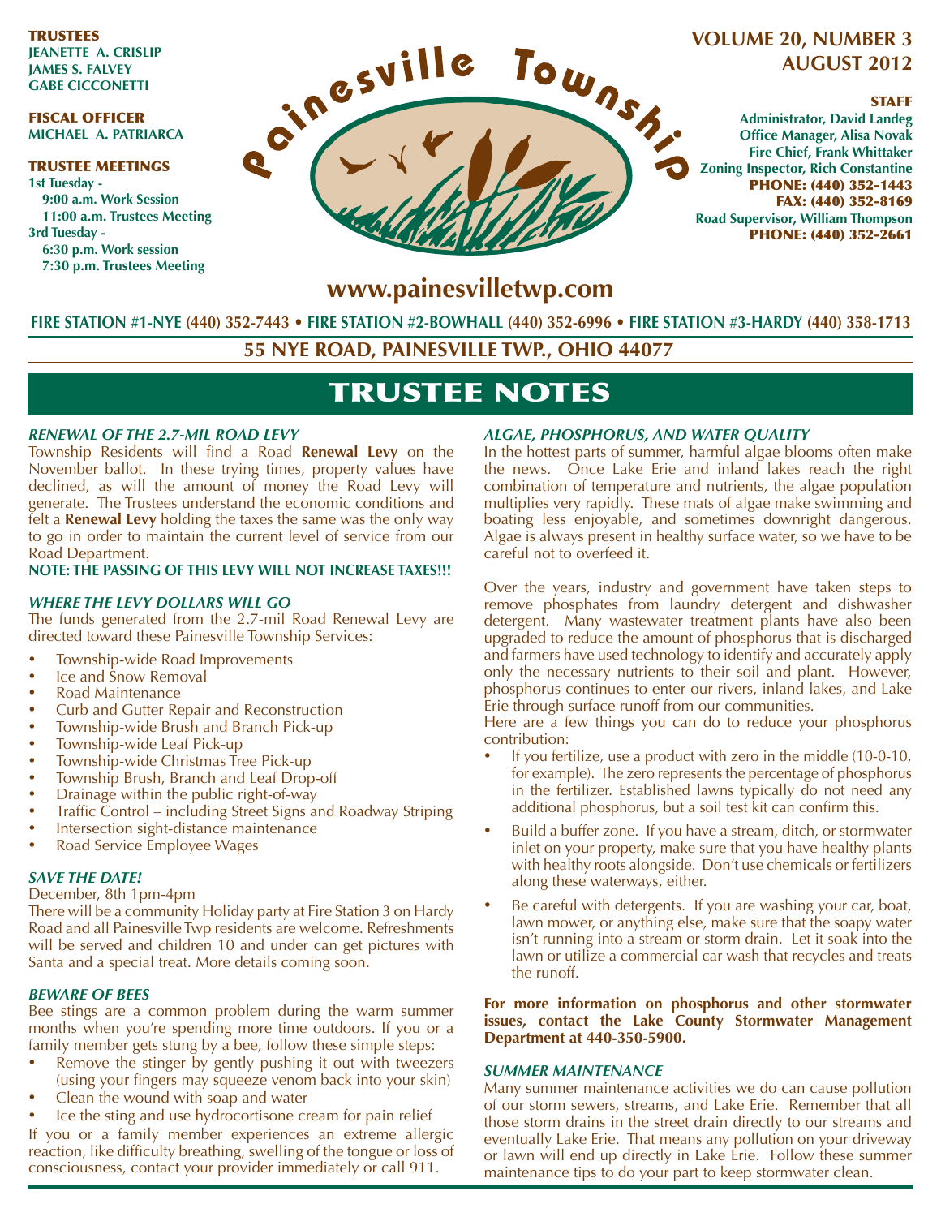**TRUSTEES**
**JEANETTE A. CRISLIP**
**JAMES S. FALVEY**
**GABE CICCONETTI**

**FISCAL OFFICER**
**MICHAEL A. PATRIARCA**

**TRUSTEE MEETINGS**
**1st Tuesday -**
**9:00 a.m. Work Session**
**11:00 a.m. Trustees Meeting**
**3rd Tuesday -**
**6:30 p.m. Work session**
**7:30 p.m. Trustees Meeting**

# Painesville Township

**VOLUME 20, NUMBER 3**
**AUGUST 2012**

**STAFF**
**Administrator, David Landeg**
**Office Manager, Alisa Novak**
**Fire Chief, Frank Whittaker**
**Zoning Inspector, Rich Constantine**
**PHONE: (440) 352-1443**
**FAX: (440) 352-8169**
**Road Supervisor, William Thompson**
**PHONE: (440) 352-2661**

**www.painesvilletwp.com**

**FIRE STATION #1-NYE (440) 352-7443 • FIRE STATION #2-BOWHALL (440) 352-6996 • FIRE STATION #3-HARDY (440) 358-1713**

**55 NYE ROAD, PAINESVILLE TWP., OHIO 44077**

## TRUSTEE NOTES

### *RENEWAL OF THE 2.7-MIL ROAD LEVY*

Township Residents will find a Road **Renewal Levy** on the November ballot. In these trying times, property values have declined, as will the amount of money the Road Levy will generate. The Trustees understand the economic conditions and felt a **Renewal Levy** holding the taxes the same was the only way to go in order to maintain the current level of service from our Road Department.

**NOTE: THE PASSING OF THIS LEVY WILL NOT INCREASE TAXES!!!**

### *WHERE THE LEVY DOLLARS WILL GO*

The funds generated from the 2.7-mil Road Renewal Levy are directed toward these Painesville Township Services:

- Township-wide Road Improvements
- Ice and Snow Removal
- Road Maintenance
- Curb and Gutter Repair and Reconstruction
- Township-wide Brush and Branch Pick-up
- Township-wide Leaf Pick-up
- Township-wide Christmas Tree Pick-up
- Township Brush, Branch and Leaf Drop-off
- Drainage within the public right-of-way
- Traffic Control – including Street Signs and Roadway Striping
- Intersection sight-distance maintenance
- Road Service Employee Wages

### *SAVE THE DATE!*

December, 8th 1pm-4pm

There will be a community Holiday party at Fire Station 3 on Hardy Road and all Painesville Twp residents are welcome. Refreshments will be served and children 10 and under can get pictures with Santa and a special treat. More details coming soon.

### *BEWARE OF BEES*

Bee stings are a common problem during the warm summer months when you're spending more time outdoors. If you or a family member gets stung by a bee, follow these simple steps:

- Remove the stinger by gently pushing it out with tweezers (using your fingers may squeeze venom back into your skin)
- Clean the wound with soap and water
- Ice the sting and use hydrocortisone cream for pain relief

If you or a family member experiences an extreme allergic reaction, like difficulty breathing, swelling of the tongue or loss of consciousness, contact your provider immediately or call 911.

### *ALGAE, PHOSPHORUS, AND WATER QUALITY*

In the hottest parts of summer, harmful algae blooms often make the news. Once Lake Erie and inland lakes reach the right combination of temperature and nutrients, the algae population multiplies very rapidly. These mats of algae make swimming and boating less enjoyable, and sometimes downright dangerous. Algae is always present in healthy surface water, so we have to be careful not to overfeed it.

Over the years, industry and government have taken steps to remove phosphates from laundry detergent and dishwasher detergent. Many wastewater treatment plants have also been upgraded to reduce the amount of phosphorus that is discharged and farmers have used technology to identify and accurately apply only the necessary nutrients to their soil and plant. However, phosphorus continues to enter our rivers, inland lakes, and Lake Erie through surface runoff from our communities.

Here are a few things you can do to reduce your phosphorus contribution:

- If you fertilize, use a product with zero in the middle (10-0-10, for example). The zero represents the percentage of phosphorus in the fertilizer. Established lawns typically do not need any additional phosphorus, but a soil test kit can confirm this.
- Build a buffer zone. If you have a stream, ditch, or stormwater inlet on your property, make sure that you have healthy plants with healthy roots alongside. Don't use chemicals or fertilizers along these waterways, either.
- Be careful with detergents. If you are washing your car, boat, lawn mower, or anything else, make sure that the soapy water isn't running into a stream or storm drain. Let it soak into the lawn or utilize a commercial car wash that recycles and treats the runoff.

**For more information on phosphorus and other stormwater issues, contact the Lake County Stormwater Management Department at 440-350-5900.**

### *SUMMER MAINTENANCE*

Many summer maintenance activities we do can cause pollution of our storm sewers, streams, and Lake Erie. Remember that all those storm drains in the street drain directly to our streams and eventually Lake Erie. That means any pollution on your driveway or lawn will end up directly in Lake Erie. Follow these summer maintenance tips to do your part to keep stormwater clean.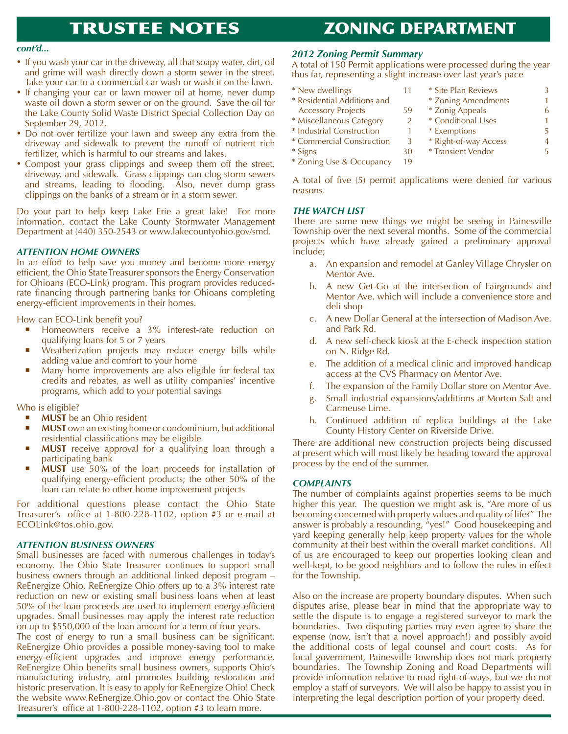# TRUSTEE NOTES

*cont'd...*

- If you wash your car in the driveway, all that soapy water, dirt, oil and grime will wash directly down a storm sewer in the street. Take your car to a commercial car wash or wash it on the lawn.
- If changing your car or lawn mower oil at home, never dump waste oil down a storm sewer or on the ground. Save the oil for the Lake County Solid Waste District Special Collection Day on September 29, 2012.
- Do not over fertilize your lawn and sweep any extra from the driveway and sidewalk to prevent the runoff of nutrient rich fertilizer, which is harmful to our streams and lakes.
- Compost your grass clippings and sweep them off the street, driveway, and sidewalk. Grass clippings can clog storm sewers and streams, leading to flooding. Also, never dump grass clippings on the banks of a stream or in a storm sewer.

Do your part to help keep Lake Erie a great lake! For more information, contact the Lake County Stormwater Management Department at (440) 350-2543 or www.lakecountyohio.gov/smd.

### *ATTENTION HOME OWNERS*

In an effort to help save you money and become more energy efficient, the Ohio State Treasurer sponsors the Energy Conservation for Ohioans (ECO-Link) program. This program provides reduced-rate financing through partnering banks for Ohioans completing energy-efficient improvements in their homes.

How can ECO-Link benefit you?

- Homeowners receive a 3% interest-rate reduction on qualifying loans for 5 or 7 years
- Weatherization projects may reduce energy bills while adding value and comfort to your home
- Many home improvements are also eligible for federal tax credits and rebates, as well as utility companies' incentive programs, which add to your potential savings

Who is eligible?

- **MUST** be an Ohio resident
- **MUST** own an existing home or condominium, but additional residential classifications may be eligible
- **MUST** receive approval for a qualifying loan through a participating bank
- **MUST** use 50% of the loan proceeds for installation of qualifying energy-efficient products; the other 50% of the loan can relate to other home improvement projects

For additional questions please contact the Ohio State Treasurer's office at 1-800-228-1102, option #3 or e-mail at ECOLink@tos.ohio.gov.

### *ATTENTION BUSINESS OWNERS*

Small businesses are faced with numerous challenges in today's economy. The Ohio State Treasurer continues to support small business owners through an additional linked deposit program – ReEnergize Ohio. ReEnergize Ohio offers up to a 3% interest rate reduction on new or existing small business loans when at least 50% of the loan proceeds are used to implement energy-efficient upgrades. Small businesses may apply the interest rate reduction on up to $550,000 of the loan amount for a term of four years.

The cost of energy to run a small business can be significant. ReEnergize Ohio provides a possible money-saving tool to make energy-efficient upgrades and improve energy performance. ReEnergize Ohio benefits small business owners, supports Ohio's manufacturing industry, and promotes building restoration and historic preservation. It is easy to apply for ReEnergize Ohio! Check the website www.ReEnergize.Ohio.gov or contact the Ohio State Treasurer's office at 1-800-228-1102, option #3 to learn more.

# ZONING DEPARTMENT

### *2012 Zoning Permit Summary*

A total of 150 Permit applications were processed during the year thus far, representing a slight increase over last year's pace

| Category | Count | Category | Count |
|---|---|---|---|
| * New dwellings | 11 | * Site Plan Reviews | 3 |
| * Residential Additions and Accessory Projects | 59 | * Zoning Amendments | 1 |
| * Miscellaneous Category | 2 | * Zonig Appeals | 6 |
| * Industrial Construction | 1 | * Conditional Uses | 1 |
| * Commercial Construction | 3 | * Exemptions | 5 |
| * Signs | 30 | * Right-of-way Access | 4 |
| * Zoning Use & Occupancy | 19 | * Transient Vendor | 5 |

A total of five (5) permit applications were denied for various reasons.

### *THE WATCH LIST*

There are some new things we might be seeing in Painesville Township over the next several months. Some of the commercial projects which have already gained a preliminary approval include;

a. An expansion and remodel at Ganley Village Chrysler on Mentor Ave.
b. A new Get-Go at the intersection of Fairgrounds and Mentor Ave. which will include a convenience store and deli shop
c. A new Dollar General at the intersection of Madison Ave. and Park Rd.
d. A new self-check kiosk at the E-check inspection station on N. Ridge Rd.
e. The addition of a medical clinic and improved handicap access at the CVS Pharmacy on Mentor Ave.
f. The expansion of the Family Dollar store on Mentor Ave.
g. Small industrial expansions/additions at Morton Salt and Carmeuse Lime.
h. Continued addition of replica buildings at the Lake County History Center on Riverside Drive.

There are additional new construction projects being discussed at present which will most likely be heading toward the approval process by the end of the summer.

### *COMPLAINTS*

The number of complaints against properties seems to be much higher this year. The question we might ask is, "Are more of us becoming concerned with property values and quality of life?" The answer is probably a resounding, "yes!" Good housekeeping and yard keeping generally help keep property values for the whole community at their best within the overall market conditions. All of us are encouraged to keep our properties looking clean and well-kept, to be good neighbors and to follow the rules in effect for the Township.

Also on the increase are property boundary disputes. When such disputes arise, please bear in mind that the appropriate way to settle the dispute is to engage a registered surveyor to mark the boundaries. Two disputing parties may even agree to share the expense (now, isn't that a novel approach!) and possibly avoid the additional costs of legal counsel and court costs. As for local government, Painesville Township does not mark property boundaries. The Township Zoning and Road Departments will provide information relative to road right-of-ways, but we do not employ a staff of surveyors. We will also be happy to assist you in interpreting the legal description portion of your property deed.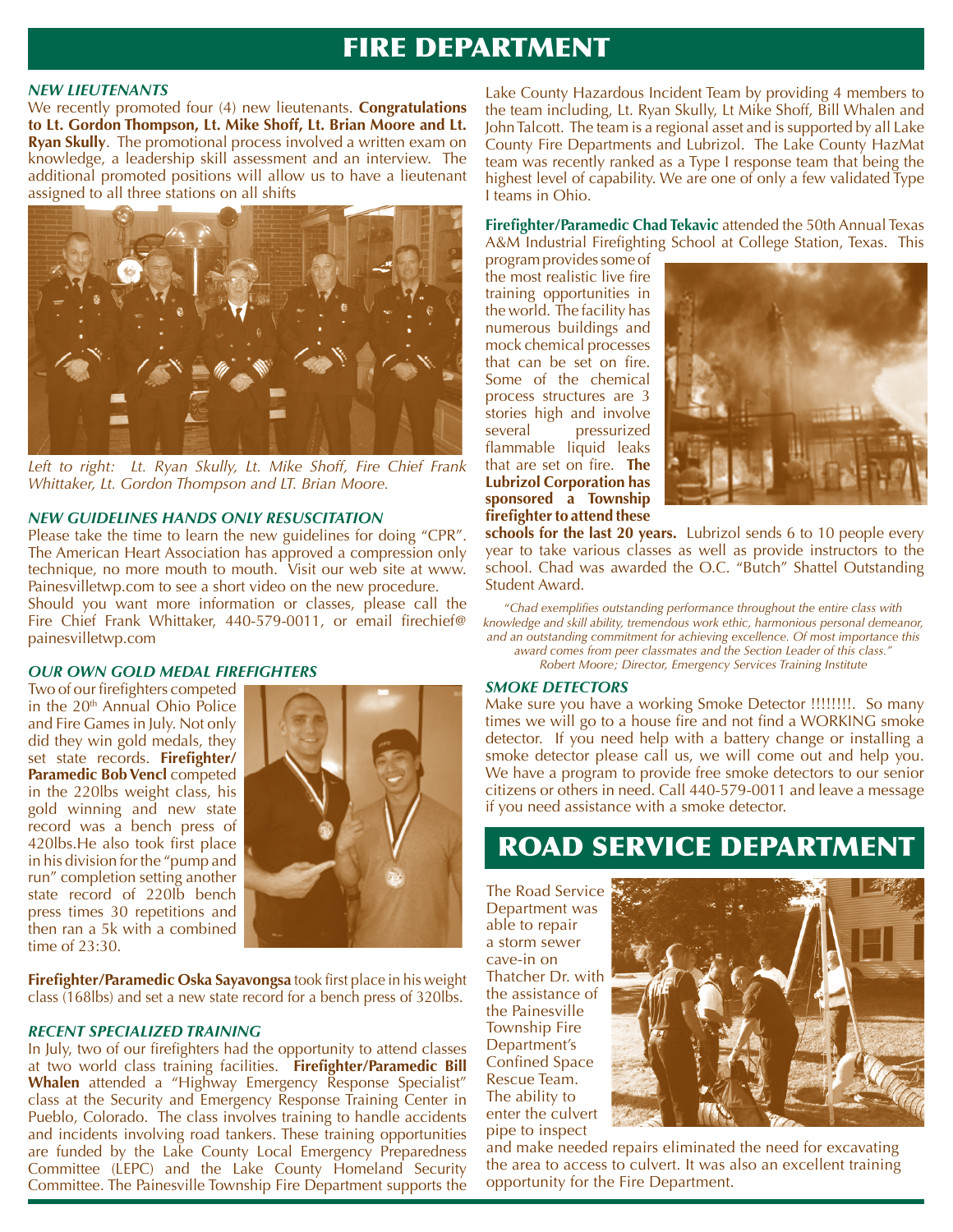# FIRE DEPARTMENT

### *NEW LIEUTENANTS*

We recently promoted four (4) new lieutenants. **Congratulations to Lt. Gordon Thompson, Lt. Mike Shoff, Lt. Brian Moore and Lt. Ryan Skully**. The promotional process involved a written exam on knowledge, a leadership skill assessment and an interview. The additional promoted positions will allow us to have a lieutenant assigned to all three stations on all shifts

*Left to right: Lt. Ryan Skully, Lt. Mike Shoff, Fire Chief Frank Whittaker, Lt. Gordon Thompson and LT. Brian Moore.*

### *NEW GUIDELINES HANDS ONLY RESUSCITATION*

Please take the time to learn the new guidelines for doing "CPR". The American Heart Association has approved a compression only technique, no more mouth to mouth. Visit our web site at www.Painesvilletwp.com to see a short video on the new procedure.

Should you want more information or classes, please call the Fire Chief Frank Whittaker, 440-579-0011, or email firechief@painesvilletwp.com

### *OUR OWN GOLD MEDAL FIREFIGHTERS*

Two of our firefighters competed in the 20th Annual Ohio Police and Fire Games in July. Not only did they win gold medals, they set state records. **Firefighter/Paramedic Bob Vencl** competed in the 220lbs weight class, his gold winning and new state record was a bench press of 420lbs.He also took first place in his division for the "pump and run" completion setting another state record of 220lb bench press times 30 repetitions and then ran a 5k with a combined time of 23:30.

**Firefighter/Paramedic Oska Sayavongsa** took first place in his weight class (168lbs) and set a new state record for a bench press of 320lbs.

### *RECENT SPECIALIZED TRAINING*

In July, two of our firefighters had the opportunity to attend classes at two world class training facilities. **Firefighter/Paramedic Bill Whalen** attended a "Highway Emergency Response Specialist" class at the Security and Emergency Response Training Center in Pueblo, Colorado. The class involves training to handle accidents and incidents involving road tankers. These training opportunities are funded by the Lake County Local Emergency Preparedness Committee (LEPC) and the Lake County Homeland Security Committee. The Painesville Township Fire Department supports the Lake County Hazardous Incident Team by providing 4 members to the team including, Lt. Ryan Skully, Lt Mike Shoff, Bill Whalen and John Talcott. The team is a regional asset and is supported by all Lake County Fire Departments and Lubrizol. The Lake County HazMat team was recently ranked as a Type I response team that being the highest level of capability. We are one of only a few validated Type I teams in Ohio.

**Firefighter/Paramedic Chad Tekavic** attended the 50th Annual Texas A&M Industrial Firefighting School at College Station, Texas. This program provides some of the most realistic live fire training opportunities in the world. The facility has numerous buildings and mock chemical processes that can be set on fire. Some of the chemical process structures are 3 stories high and involve several pressurized flammable liquid leaks that are set on fire. **The Lubrizol Corporation has sponsored a Township firefighter to attend these schools for the last 20 years.** Lubrizol sends 6 to 10 people every year to take various classes as well as provide instructors to the school. Chad was awarded the O.C. "Butch" Shattel Outstanding Student Award.

*"Chad exemplifies outstanding performance throughout the entire class with knowledge and skill ability, tremendous work ethic, harmonious personal demeanor, and an outstanding commitment for achieving excellence. Of most importance this award comes from peer classmates and the Section Leader of this class."*
*Robert Moore; Director, Emergency Services Training Institute*

### *SMOKE DETECTORS*

Make sure you have a working Smoke Detector !!!!!!!!. So many times we will go to a house fire and not find a WORKING smoke detector. If you need help with a battery change or installing a smoke detector please call us, we will come out and help you. We have a program to provide free smoke detectors to our senior citizens or others in need. Call 440-579-0011 and leave a message if you need assistance with a smoke detector.

# ROAD SERVICE DEPARTMENT

The Road Service Department was able to repair a storm sewer cave-in on Thatcher Dr. with the assistance of the Painesville Township Fire Department's Confined Space Rescue Team. The ability to enter the culvert pipe to inspect and make needed repairs eliminated the need for excavating the area to access to culvert. It was also an excellent training opportunity for the Fire Department.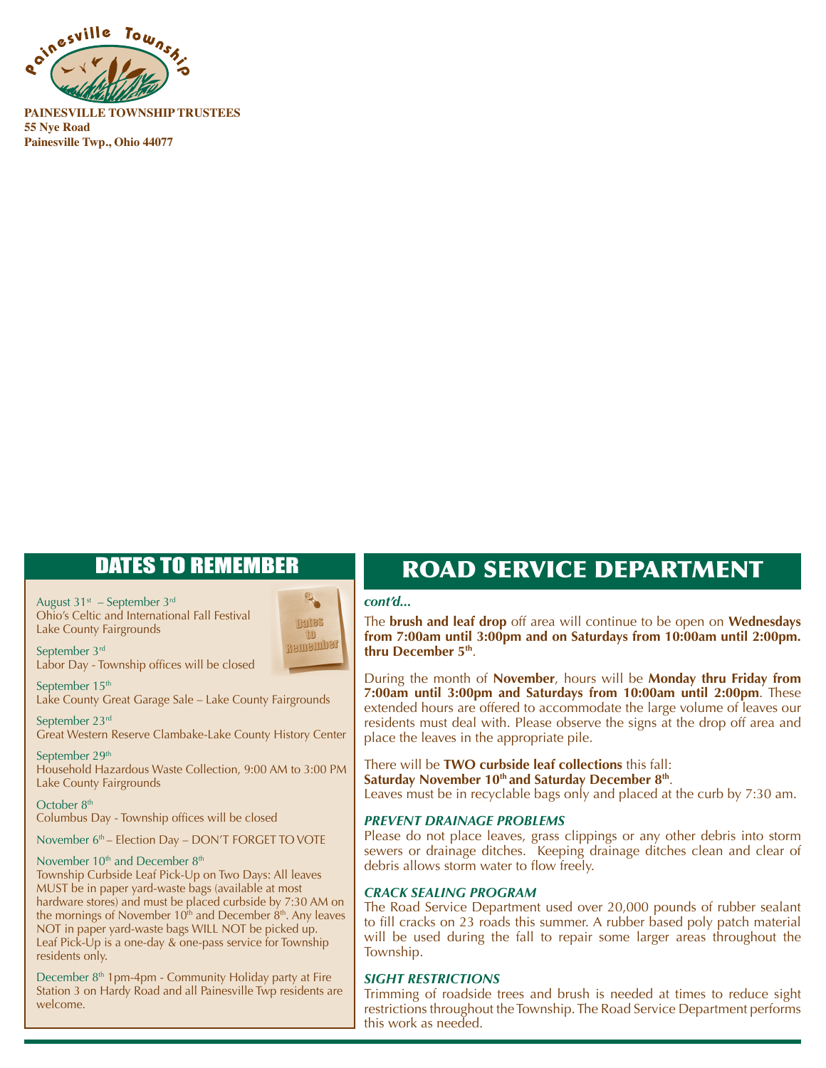PAINESVILLE TOWNSHIP TRUSTEES
55 Nye Road
Painesville Twp., Ohio 44077

## DATES TO REMEMBER

August 31st – September 3rd
Ohio's Celtic and International Fall Festival
Lake County Fairgrounds

September 3rd
Labor Day - Township offices will be closed

September 15th
Lake County Great Garage Sale – Lake County Fairgrounds

September 23rd
Great Western Reserve Clambake-Lake County History Center

September 29th
Household Hazardous Waste Collection, 9:00 AM to 3:00 PM
Lake County Fairgrounds

October 8th
Columbus Day - Township offices will be closed

November 6th – Election Day – DON'T FORGET TO VOTE

November 10th and December 8th
Township Curbside Leaf Pick-Up on Two Days: All leaves MUST be in paper yard-waste bags (available at most hardware stores) and must be placed curbside by 7:30 AM on the mornings of November 10th and December 8th. Any leaves NOT in paper yard-waste bags WILL NOT be picked up. Leaf Pick-Up is a one-day & one-pass service for Township residents only.

December 8th 1pm-4pm - Community Holiday party at Fire Station 3 on Hardy Road and all Painesville Twp residents are welcome.

## ROAD SERVICE DEPARTMENT

***cont'd...***

The **brush and leaf drop** off area will continue to be open on **Wednesdays from 7:00am until 3:00pm and on Saturdays from 10:00am until 2:00pm. thru December 5th**.

During the month of **November**, hours will be **Monday thru Friday from 7:00am until 3:00pm and Saturdays from 10:00am until 2:00pm**. These extended hours are offered to accommodate the large volume of leaves our residents must deal with. Please observe the signs at the drop off area and place the leaves in the appropriate pile.

There will be **TWO curbside leaf collections** this fall:
**Saturday November 10th and Saturday December 8th**.
Leaves must be in recyclable bags only and placed at the curb by 7:30 am.

### *PREVENT DRAINAGE PROBLEMS*

Please do not place leaves, grass clippings or any other debris into storm sewers or drainage ditches. Keeping drainage ditches clean and clear of debris allows storm water to flow freely.

### *CRACK SEALING PROGRAM*

The Road Service Department used over 20,000 pounds of rubber sealant to fill cracks on 23 roads this summer. A rubber based poly patch material will be used during the fall to repair some larger areas throughout the Township.

### *SIGHT RESTRICTIONS*

Trimming of roadside trees and brush is needed at times to reduce sight restrictions throughout the Township. The Road Service Department performs this work as needed.